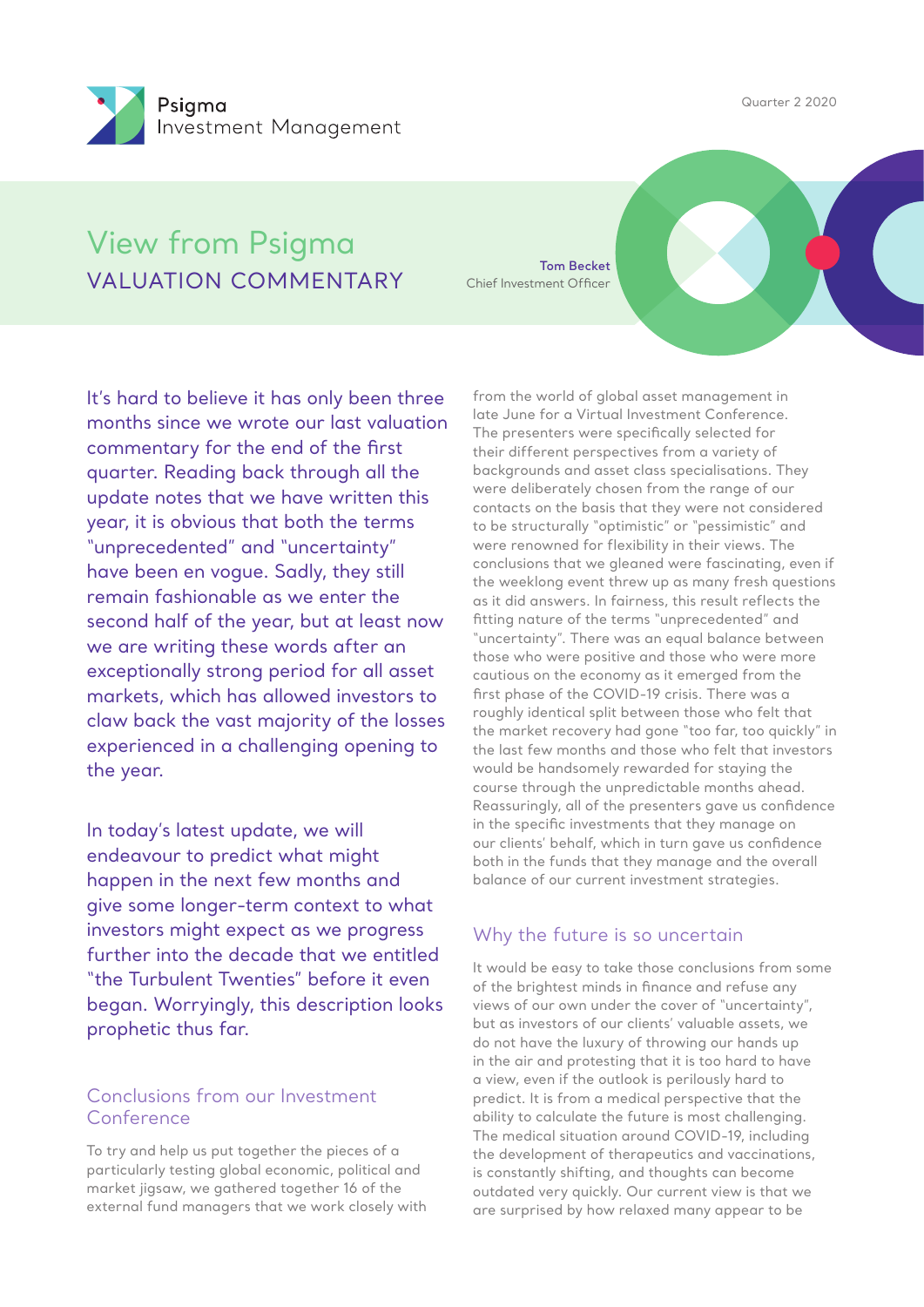Psigma Investment Management

Quarter 2 2020

# View from Psigma

## VALUATION COMMENTARY

**Tom Becket**
Chief Investment Officer

It's hard to believe it has only been three months since we wrote our last valuation commentary for the end of the first quarter. Reading back through all the update notes that we have written this year, it is obvious that both the terms "unprecedented" and "uncertainty" have been en vogue. Sadly, they still remain fashionable as we enter the second half of the year, but at least now we are writing these words after an exceptionally strong period for all asset markets, which has allowed investors to claw back the vast majority of the losses experienced in a challenging opening to the year.

In today's latest update, we will endeavour to predict what might happen in the next few months and give some longer-term context to what investors might expect as we progress further into the decade that we entitled "the Turbulent Twenties" before it even began. Worryingly, this description looks prophetic thus far.

### Conclusions from our Investment Conference

To try and help us put together the pieces of a particularly testing global economic, political and market jigsaw, we gathered together 16 of the external fund managers that we work closely with from the world of global asset management in late June for a Virtual Investment Conference. The presenters were specifically selected for their different perspectives from a variety of backgrounds and asset class specialisations. They were deliberately chosen from the range of our contacts on the basis that they were not considered to be structurally "optimistic" or "pessimistic" and were renowned for flexibility in their views. The conclusions that we gleaned were fascinating, even if the weeklong event threw up as many fresh questions as it did answers. In fairness, this result reflects the fitting nature of the terms "unprecedented" and "uncertainty". There was an equal balance between those who were positive and those who were more cautious on the economy as it emerged from the first phase of the COVID-19 crisis. There was a roughly identical split between those who felt that the market recovery had gone "too far, too quickly" in the last few months and those who felt that investors would be handsomely rewarded for staying the course through the unpredictable months ahead. Reassuringly, all of the presenters gave us confidence in the specific investments that they manage on our clients' behalf, which in turn gave us confidence both in the funds that they manage and the overall balance of our current investment strategies.

### Why the future is so uncertain

It would be easy to take those conclusions from some of the brightest minds in finance and refuse any views of our own under the cover of "uncertainty", but as investors of our clients' valuable assets, we do not have the luxury of throwing our hands up in the air and protesting that it is too hard to have a view, even if the outlook is perilously hard to predict. It is from a medical perspective that the ability to calculate the future is most challenging. The medical situation around COVID-19, including the development of therapeutics and vaccinations, is constantly shifting, and thoughts can become outdated very quickly. Our current view is that we are surprised by how relaxed many appear to be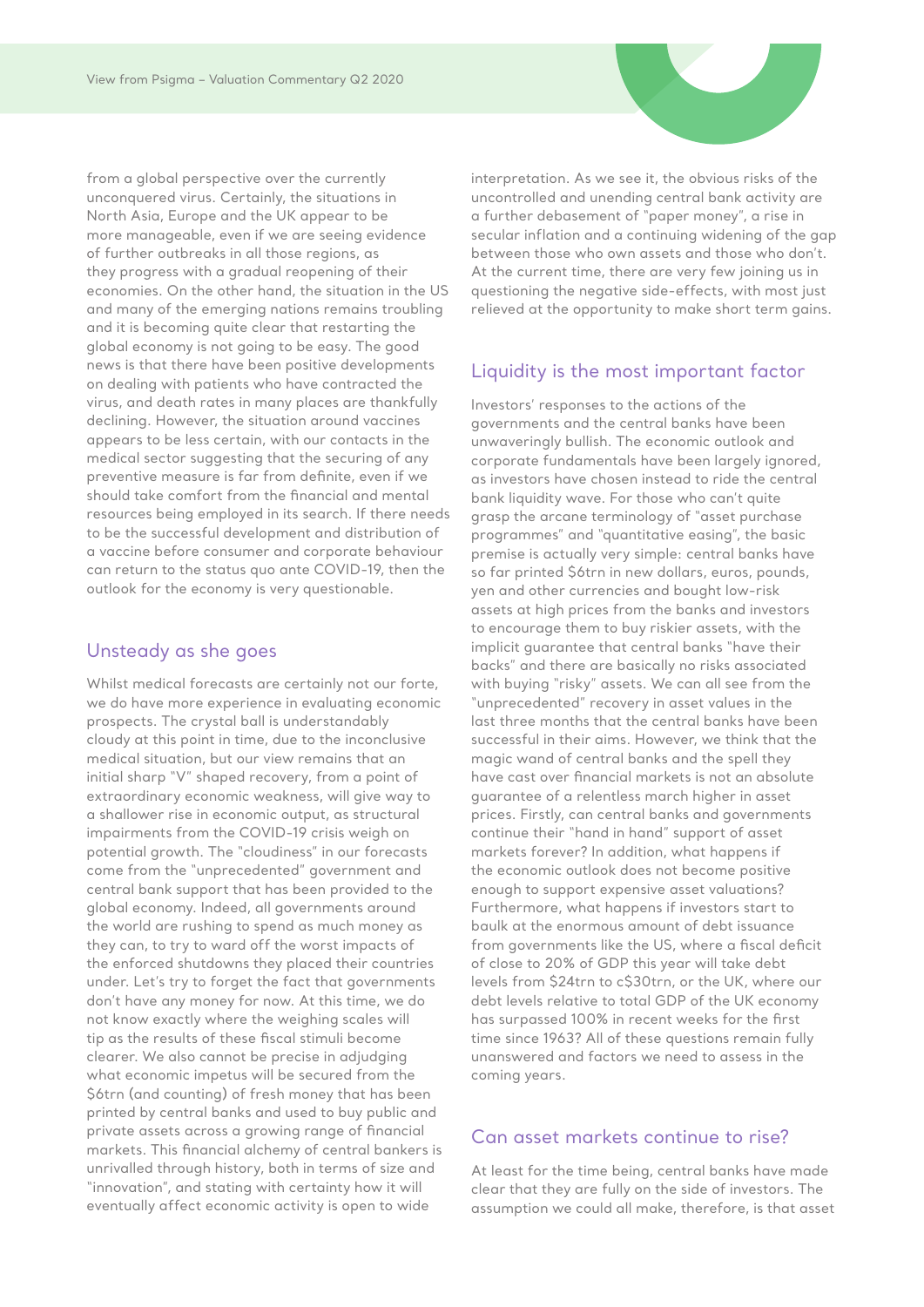from a global perspective over the currently unconquered virus. Certainly, the situations in North Asia, Europe and the UK appear to be more manageable, even if we are seeing evidence of further outbreaks in all those regions, as they progress with a gradual reopening of their economies. On the other hand, the situation in the US and many of the emerging nations remains troubling and it is becoming quite clear that restarting the global economy is not going to be easy. The good news is that there have been positive developments on dealing with patients who have contracted the virus, and death rates in many places are thankfully declining. However, the situation around vaccines appears to be less certain, with our contacts in the medical sector suggesting that the securing of any preventive measure is far from definite, even if we should take comfort from the financial and mental resources being employed in its search. If there needs to be the successful development and distribution of a vaccine before consumer and corporate behaviour can return to the status quo ante COVID-19, then the outlook for the economy is very questionable.

## Unsteady as she goes

Whilst medical forecasts are certainly not our forte, we do have more experience in evaluating economic prospects. The crystal ball is understandably cloudy at this point in time, due to the inconclusive medical situation, but our view remains that an initial sharp "V" shaped recovery, from a point of extraordinary economic weakness, will give way to a shallower rise in economic output, as structural impairments from the COVID-19 crisis weigh on potential growth. The "cloudiness" in our forecasts come from the "unprecedented" government and central bank support that has been provided to the global economy. Indeed, all governments around the world are rushing to spend as much money as they can, to try to ward off the worst impacts of the enforced shutdowns they placed their countries under. Let's try to forget the fact that governments don't have any money for now. At this time, we do not know exactly where the weighing scales will tip as the results of these fiscal stimuli become clearer. We also cannot be precise in adjudging what economic impetus will be secured from the \$6trn (and counting) of fresh money that has been printed by central banks and used to buy public and private assets across a growing range of financial markets. This financial alchemy of central bankers is unrivalled through history, both in terms of size and "innovation", and stating with certainty how it will eventually affect economic activity is open to wide interpretation. As we see it, the obvious risks of the uncontrolled and unending central bank activity are a further debasement of "paper money", a rise in secular inflation and a continuing widening of the gap between those who own assets and those who don't. At the current time, there are very few joining us in questioning the negative side-effects, with most just relieved at the opportunity to make short term gains.

## Liquidity is the most important factor

Investors' responses to the actions of the governments and the central banks have been unwaveringly bullish. The economic outlook and corporate fundamentals have been largely ignored, as investors have chosen instead to ride the central bank liquidity wave. For those who can't quite grasp the arcane terminology of "asset purchase programmes" and "quantitative easing", the basic premise is actually very simple: central banks have so far printed \$6trn in new dollars, euros, pounds, yen and other currencies and bought low-risk assets at high prices from the banks and investors to encourage them to buy riskier assets, with the implicit guarantee that central banks "have their backs" and there are basically no risks associated with buying "risky" assets. We can all see from the "unprecedented" recovery in asset values in the last three months that the central banks have been successful in their aims. However, we think that the magic wand of central banks and the spell they have cast over financial markets is not an absolute guarantee of a relentless march higher in asset prices. Firstly, can central banks and governments continue their "hand in hand" support of asset markets forever? In addition, what happens if the economic outlook does not become positive enough to support expensive asset valuations? Furthermore, what happens if investors start to baulk at the enormous amount of debt issuance from governments like the US, where a fiscal deficit of close to 20% of GDP this year will take debt levels from \$24trn to c\$30trn, or the UK, where our debt levels relative to total GDP of the UK economy has surpassed 100% in recent weeks for the first time since 1963? All of these questions remain fully unanswered and factors we need to assess in the coming years.

## Can asset markets continue to rise?

At least for the time being, central banks have made clear that they are fully on the side of investors. The assumption we could all make, therefore, is that asset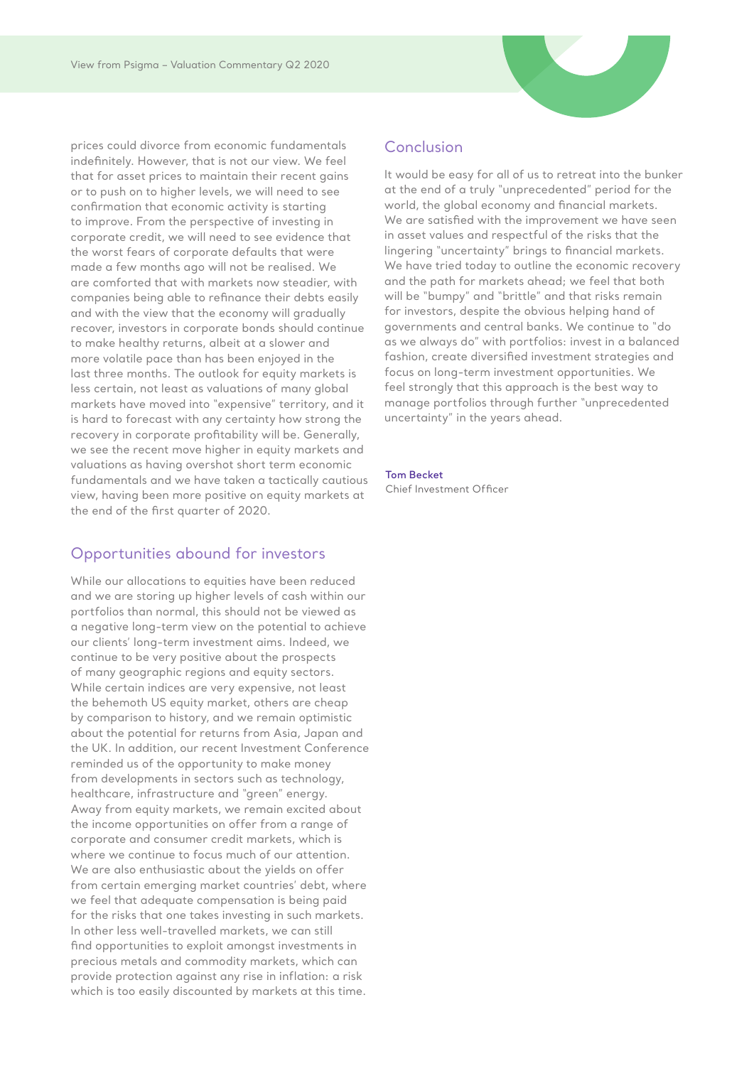prices could divorce from economic fundamentals indefinitely. However, that is not our view. We feel that for asset prices to maintain their recent gains or to push on to higher levels, we will need to see confirmation that economic activity is starting to improve. From the perspective of investing in corporate credit, we will need to see evidence that the worst fears of corporate defaults that were made a few months ago will not be realised. We are comforted that with markets now steadier, with companies being able to refinance their debts easily and with the view that the economy will gradually recover, investors in corporate bonds should continue to make healthy returns, albeit at a slower and more volatile pace than has been enjoyed in the last three months. The outlook for equity markets is less certain, not least as valuations of many global markets have moved into "expensive" territory, and it is hard to forecast with any certainty how strong the recovery in corporate profitability will be. Generally, we see the recent move higher in equity markets and valuations as having overshot short term economic fundamentals and we have taken a tactically cautious view, having been more positive on equity markets at the end of the first quarter of 2020.

## Opportunities abound for investors

While our allocations to equities have been reduced and we are storing up higher levels of cash within our portfolios than normal, this should not be viewed as a negative long-term view on the potential to achieve our clients' long-term investment aims. Indeed, we continue to be very positive about the prospects of many geographic regions and equity sectors. While certain indices are very expensive, not least the behemoth US equity market, others are cheap by comparison to history, and we remain optimistic about the potential for returns from Asia, Japan and the UK. In addition, our recent Investment Conference reminded us of the opportunity to make money from developments in sectors such as technology, healthcare, infrastructure and "green" energy. Away from equity markets, we remain excited about the income opportunities on offer from a range of corporate and consumer credit markets, which is where we continue to focus much of our attention. We are also enthusiastic about the yields on offer from certain emerging market countries' debt, where we feel that adequate compensation is being paid for the risks that one takes investing in such markets. In other less well-travelled markets, we can still find opportunities to exploit amongst investments in precious metals and commodity markets, which can provide protection against any rise in inflation: a risk which is too easily discounted by markets at this time.

## Conclusion

It would be easy for all of us to retreat into the bunker at the end of a truly "unprecedented" period for the world, the global economy and financial markets. We are satisfied with the improvement we have seen in asset values and respectful of the risks that the lingering "uncertainty" brings to financial markets. We have tried today to outline the economic recovery and the path for markets ahead; we feel that both will be "bumpy" and "brittle" and that risks remain for investors, despite the obvious helping hand of governments and central banks. We continue to "do as we always do" with portfolios: invest in a balanced fashion, create diversified investment strategies and focus on long-term investment opportunities. We feel strongly that this approach is the best way to manage portfolios through further "unprecedented uncertainty" in the years ahead.

**Tom Becket**
Chief Investment Officer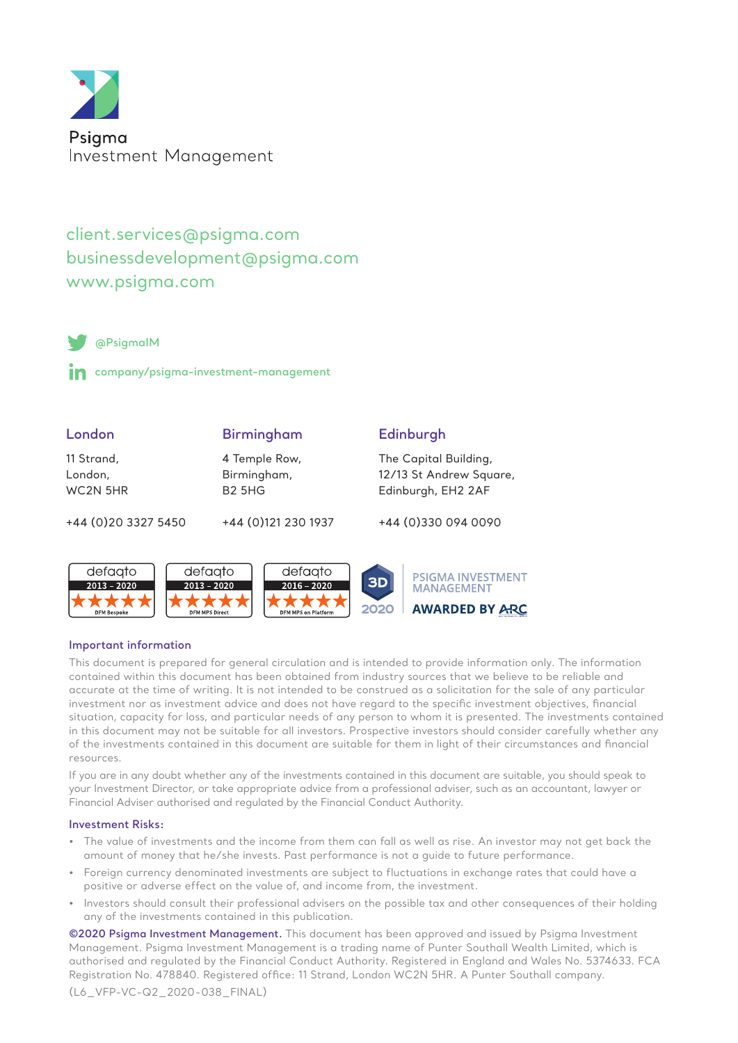Psigma
Investment Management

client.services@psigma.com
businessdevelopment@psigma.com
www.psigma.com

@PsigmaIM

company/psigma-investment-management

### London

11 Strand,
London,
WC2N 5HR

+44 (0)20 3327 5450

### Birmingham

4 Temple Row,
Birmingham,
B2 5HG

+44 (0)121 230 1937

### Edinburgh

The Capital Building,
12/13 St Andrew Square,
Edinburgh, EH2 2AF

+44 (0)330 094 0090

defaqto 2013 – 2020 DFM Bespoke

defaqto 2013 – 2020 DFM MPS Direct

defaqto 2016 – 2020 DFM MPS on Platform

3D 2020 PSIGMA INVESTMENT MANAGEMENT AWARDED BY ARC

### Important information

This document is prepared for general circulation and is intended to provide information only. The information contained within this document has been obtained from industry sources that we believe to be reliable and accurate at the time of writing. It is not intended to be construed as a solicitation for the sale of any particular investment nor as investment advice and does not have regard to the specific investment objectives, financial situation, capacity for loss, and particular needs of any person to whom it is presented. The investments contained in this document may not be suitable for all investors. Prospective investors should consider carefully whether any of the investments contained in this document are suitable for them in light of their circumstances and financial resources.

If you are in any doubt whether any of the investments contained in this document are suitable, you should speak to your Investment Director, or take appropriate advice from a professional adviser, such as an accountant, lawyer or Financial Adviser authorised and regulated by the Financial Conduct Authority.

### Investment Risks:

- The value of investments and the income from them can fall as well as rise. An investor may not get back the amount of money that he/she invests. Past performance is not a guide to future performance.
- Foreign currency denominated investments are subject to fluctuations in exchange rates that could have a positive or adverse effect on the value of, and income from, the investment.
- Investors should consult their professional advisers on the possible tax and other consequences of their holding any of the investments contained in this publication.

**©2020 Psigma Investment Management.** This document has been approved and issued by Psigma Investment Management. Psigma Investment Management is a trading name of Punter Southall Wealth Limited, which is authorised and regulated by the Financial Conduct Authority. Registered in England and Wales No. 5374633. FCA Registration No. 478840. Registered office: 11 Strand, London WC2N 5HR. A Punter Southall company.

(L6_VFP-VC-Q2_2020-038_FINAL)